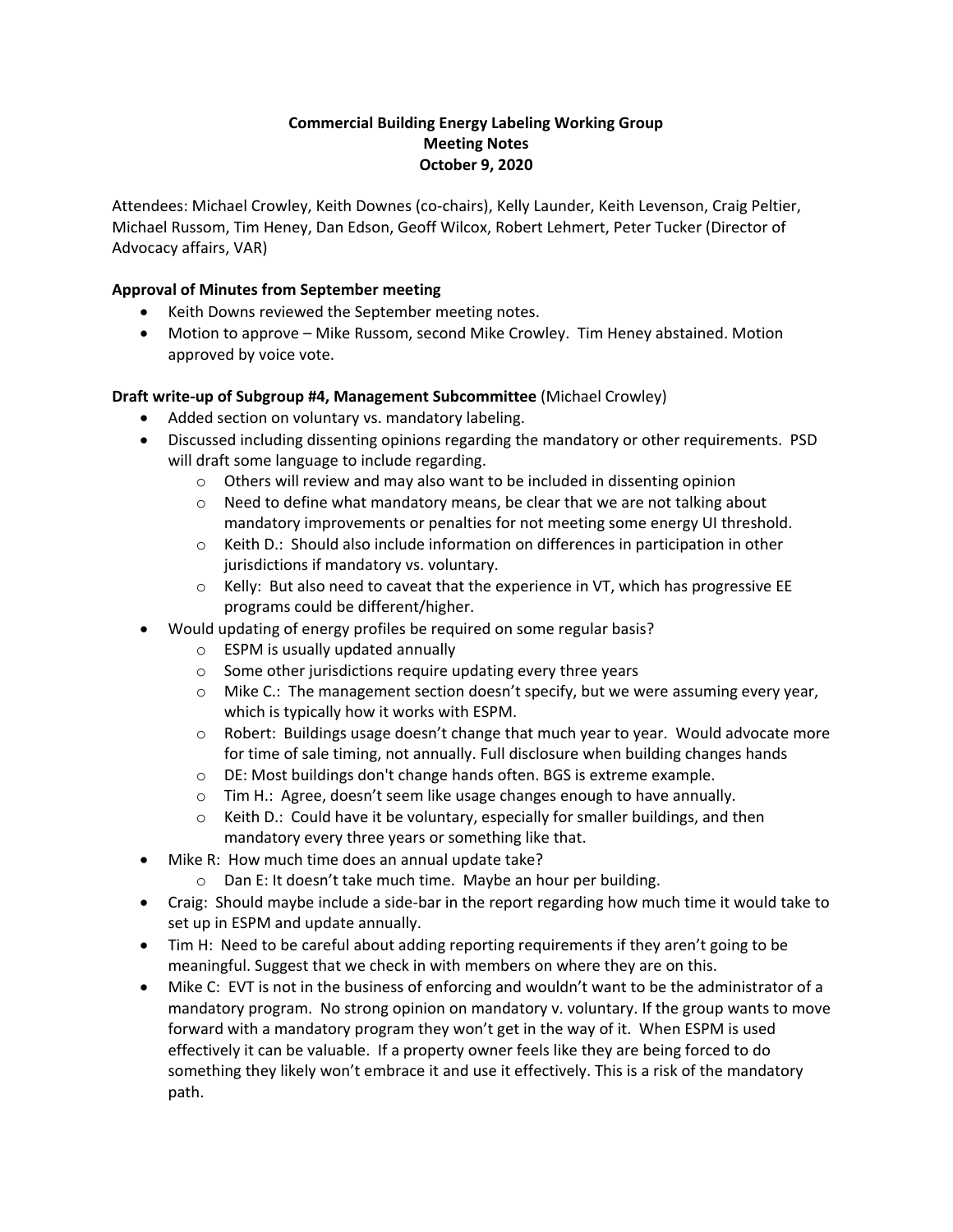**Commercial Building Energy Labeling Working Group**
**Meeting Notes**
**October 9, 2020**

Attendees: Michael Crowley, Keith Downes (co-chairs), Kelly Launder, Keith Levenson, Craig Peltier, Michael Russom, Tim Heney, Dan Edson, Geoff Wilcox, Robert Lehmert, Peter Tucker (Director of Advocacy affairs, VAR)

**Approval of Minutes from September meeting**

- Keith Downs reviewed the September meeting notes.
- Motion to approve – Mike Russom, second Mike Crowley. Tim Heney abstained. Motion approved by voice vote.

**Draft write-up of Subgroup #4, Management Subcommittee** (Michael Crowley)

- Added section on voluntary vs. mandatory labeling.
- Discussed including dissenting opinions regarding the mandatory or other requirements. PSD will draft some language to include regarding.
    - Others will review and may also want to be included in dissenting opinion
    - Need to define what mandatory means, be clear that we are not talking about mandatory improvements or penalties for not meeting some energy UI threshold.
    - Keith D.: Should also include information on differences in participation in other jurisdictions if mandatory vs. voluntary.
    - Kelly: But also need to caveat that the experience in VT, which has progressive EE programs could be different/higher.
- Would updating of energy profiles be required on some regular basis?
    - ESPM is usually updated annually
    - Some other jurisdictions require updating every three years
    - Mike C.: The management section doesn't specify, but we were assuming every year, which is typically how it works with ESPM.
    - Robert: Buildings usage doesn't change that much year to year. Would advocate more for time of sale timing, not annually. Full disclosure when building changes hands
    - DE: Most buildings don't change hands often. BGS is extreme example.
    - Tim H.: Agree, doesn't seem like usage changes enough to have annually.
    - Keith D.: Could have it be voluntary, especially for smaller buildings, and then mandatory every three years or something like that.
- Mike R: How much time does an annual update take?
    - Dan E: It doesn't take much time. Maybe an hour per building.
- Craig: Should maybe include a side-bar in the report regarding how much time it would take to set up in ESPM and update annually.
- Tim H: Need to be careful about adding reporting requirements if they aren't going to be meaningful. Suggest that we check in with members on where they are on this.
- Mike C: EVT is not in the business of enforcing and wouldn't want to be the administrator of a mandatory program. No strong opinion on mandatory v. voluntary. If the group wants to move forward with a mandatory program they won't get in the way of it. When ESPM is used effectively it can be valuable. If a property owner feels like they are being forced to do something they likely won't embrace it and use it effectively. This is a risk of the mandatory path.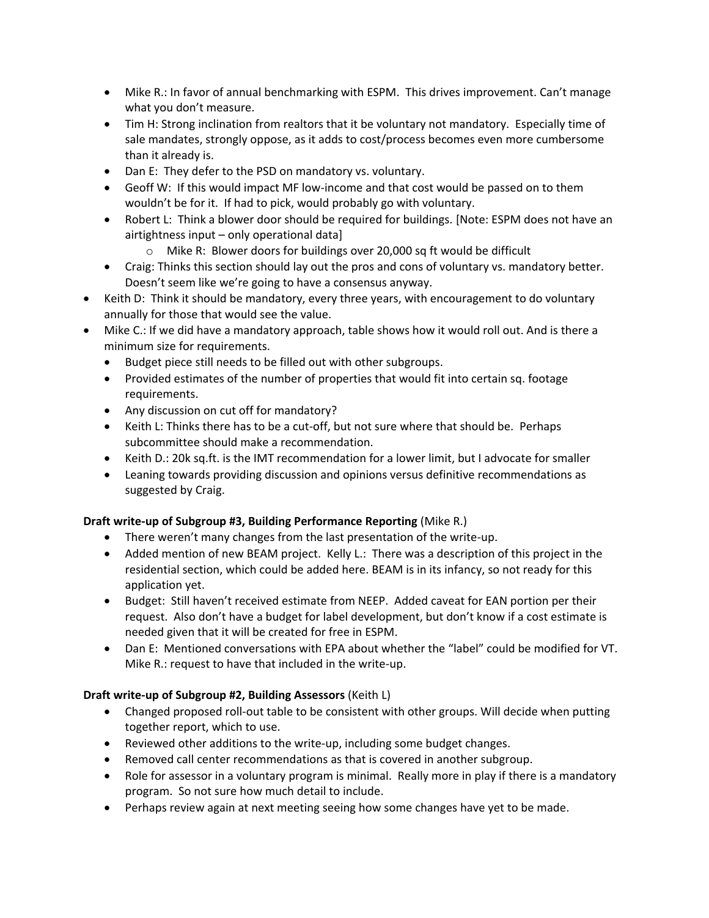- Mike R.: In favor of annual benchmarking with ESPM. This drives improvement. Can't manage what you don't measure.
- Tim H: Strong inclination from realtors that it be voluntary not mandatory. Especially time of sale mandates, strongly oppose, as it adds to cost/process becomes even more cumbersome than it already is.
- Dan E: They defer to the PSD on mandatory vs. voluntary.
- Geoff W: If this would impact MF low-income and that cost would be passed on to them wouldn't be for it. If had to pick, would probably go with voluntary.
- Robert L: Think a blower door should be required for buildings. [Note: ESPM does not have an airtightness input – only operational data]
  - Mike R: Blower doors for buildings over 20,000 sq ft would be difficult
- Craig: Thinks this section should lay out the pros and cons of voluntary vs. mandatory better. Doesn't seem like we're going to have a consensus anyway.

- Keith D: Think it should be mandatory, every three years, with encouragement to do voluntary annually for those that would see the value.
- Mike C.: If we did have a mandatory approach, table shows how it would roll out. And is there a minimum size for requirements.
  - Budget piece still needs to be filled out with other subgroups.
  - Provided estimates of the number of properties that would fit into certain sq. footage requirements.
  - Any discussion on cut off for mandatory?
  - Keith L: Thinks there has to be a cut-off, but not sure where that should be. Perhaps subcommittee should make a recommendation.
  - Keith D.: 20k sq.ft. is the IMT recommendation for a lower limit, but I advocate for smaller
  - Leaning towards providing discussion and opinions versus definitive recommendations as suggested by Craig.

**Draft write-up of Subgroup #3, Building Performance Reporting** (Mike R.)

- There weren't many changes from the last presentation of the write-up.
- Added mention of new BEAM project. Kelly L.: There was a description of this project in the residential section, which could be added here. BEAM is in its infancy, so not ready for this application yet.
- Budget: Still haven't received estimate from NEEP. Added caveat for EAN portion per their request. Also don't have a budget for label development, but don't know if a cost estimate is needed given that it will be created for free in ESPM.
- Dan E: Mentioned conversations with EPA about whether the "label" could be modified for VT. Mike R.: request to have that included in the write-up.

**Draft write-up of Subgroup #2, Building Assessors** (Keith L)

- Changed proposed roll-out table to be consistent with other groups. Will decide when putting together report, which to use.
- Reviewed other additions to the write-up, including some budget changes.
- Removed call center recommendations as that is covered in another subgroup.
- Role for assessor in a voluntary program is minimal. Really more in play if there is a mandatory program. So not sure how much detail to include.
- Perhaps review again at next meeting seeing how some changes have yet to be made.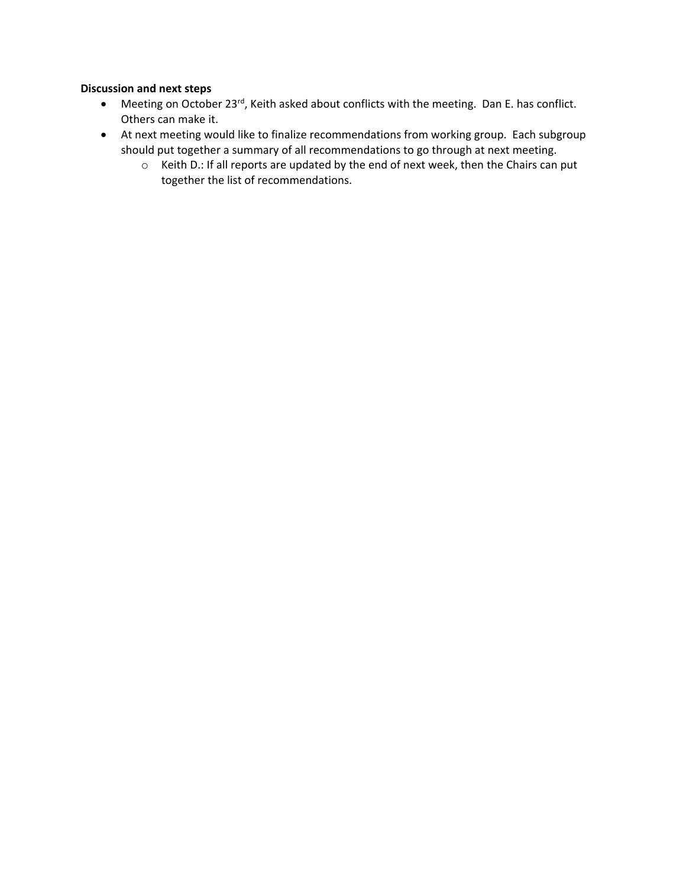**Discussion and next steps**

- Meeting on October 23rd, Keith asked about conflicts with the meeting. Dan E. has conflict. Others can make it.
- At next meeting would like to finalize recommendations from working group. Each subgroup should put together a summary of all recommendations to go through at next meeting.
  - Keith D.: If all reports are updated by the end of next week, then the Chairs can put together the list of recommendations.